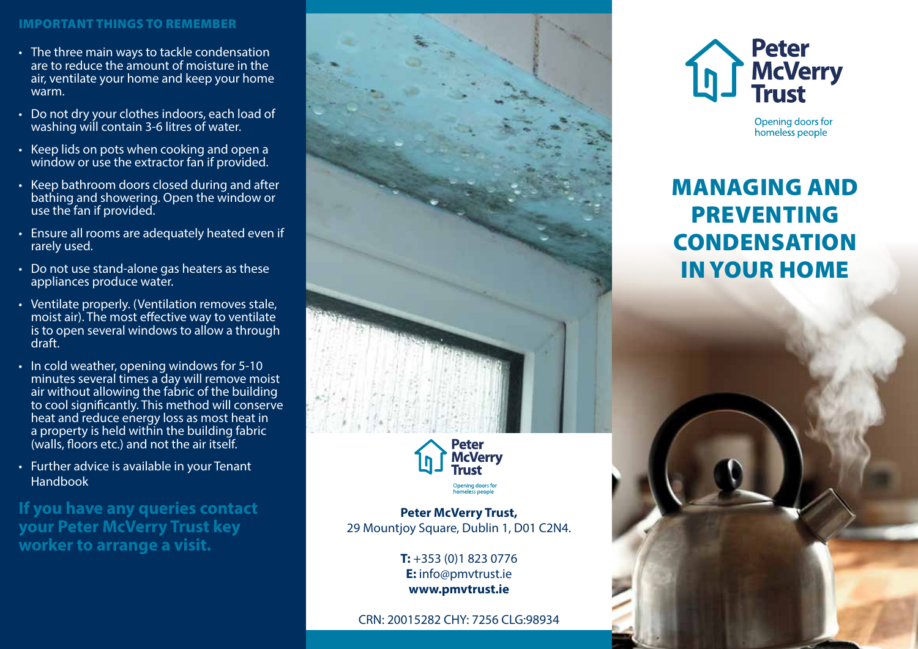## IMPORTANT THINGS TO REMEMBER

- The three main ways to tackle condensation are to reduce the amount of moisture in the air, ventilate your home and keep your home warm.
- Do not dry your clothes indoors, each load of washing will contain 3-6 litres of water.
- Keep lids on pots when cooking and open a window or use the extractor fan if provided.
- Keep bathroom doors closed during and after bathing and showering. Open the window or use the fan if provided.
- Ensure all rooms are adequately heated even if rarely used.
- Do not use stand-alone gas heaters as these appliances produce water.
- Ventilate properly. (Ventilation removes stale, moist air). The most effective way to ventilate is to open several windows to allow a through draft.
- In cold weather, opening windows for 5-10 minutes several times a day will remove moist air without allowing the fabric of the building to cool significantly. This method will conserve heat and reduce energy loss as most heat in a property is held within the building fabric (walls, floors etc.) and not the air itself.
- Further advice is available in your Tenant Handbook

**If you have any queries contact your Peter McVerry Trust key worker to arrange a visit.**

Peter McVerry Trust
Opening doors for homeless people

**Peter McVerry Trust,**
29 Mountjoy Square, Dublin 1, D01 C2N4.

**T:** +353 (0)1 823 0776
**E:** info@pmvtrust.ie
**www.pmvtrust.ie**

CRN: 20015282 CHY: 7256 CLG:98934

Peter McVerry Trust
Opening doors for homeless people

# MANAGING AND PREVENTING CONDENSATION IN YOUR HOME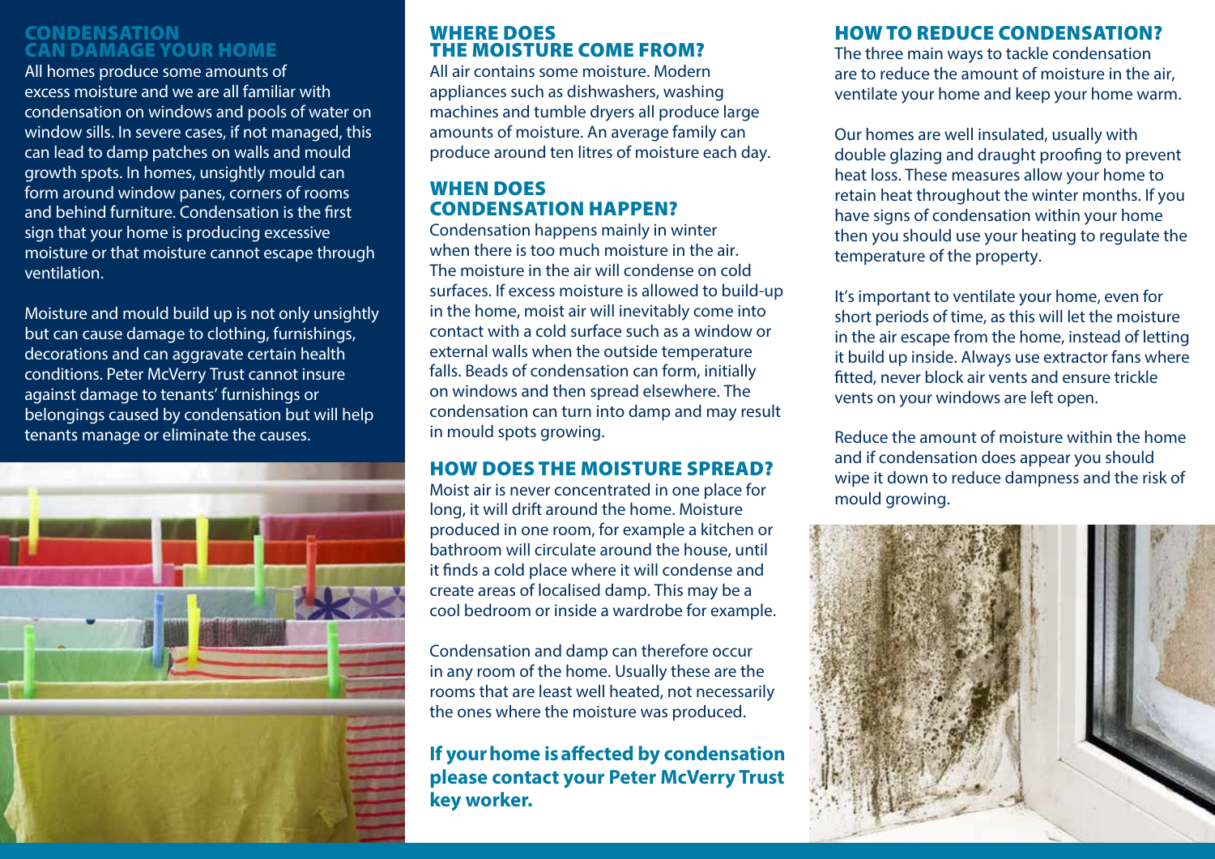## CONDENSATION CAN DAMAGE YOUR HOME

All homes produce some amounts of excess moisture and we are all familiar with condensation on windows and pools of water on window sills. In severe cases, if not managed, this can lead to damp patches on walls and mould growth spots. In homes, unsightly mould can form around window panes, corners of rooms and behind furniture. Condensation is the first sign that your home is producing excessive moisture or that moisture cannot escape through ventilation.

Moisture and mould build up is not only unsightly but can cause damage to clothing, furnishings, decorations and can aggravate certain health conditions. Peter McVerry Trust cannot insure against damage to tenants' furnishings or belongings caused by condensation but will help tenants manage or eliminate the causes.

## WHERE DOES THE MOISTURE COME FROM?

All air contains some moisture. Modern appliances such as dishwashers, washing machines and tumble dryers all produce large amounts of moisture. An average family can produce around ten litres of moisture each day.

## WHEN DOES CONDENSATION HAPPEN?

Condensation happens mainly in winter when there is too much moisture in the air. The moisture in the air will condense on cold surfaces. If excess moisture is allowed to build-up in the home, moist air will inevitably come into contact with a cold surface such as a window or external walls when the outside temperature falls. Beads of condensation can form, initially on windows and then spread elsewhere. The condensation can turn into damp and may result in mould spots growing.

## HOW DOES THE MOISTURE SPREAD?

Moist air is never concentrated in one place for long, it will drift around the home. Moisture produced in one room, for example a kitchen or bathroom will circulate around the house, until it finds a cold place where it will condense and create areas of localised damp. This may be a cool bedroom or inside a wardrobe for example.

Condensation and damp can therefore occur in any room of the home. Usually these are the rooms that are least well heated, not necessarily the ones where the moisture was produced.

**If your home is affected by condensation please contact your Peter McVerry Trust key worker.**

## HOW TO REDUCE CONDENSATION?

The three main ways to tackle condensation are to reduce the amount of moisture in the air, ventilate your home and keep your home warm.

Our homes are well insulated, usually with double glazing and draught proofing to prevent heat loss. These measures allow your home to retain heat throughout the winter months. If you have signs of condensation within your home then you should use your heating to regulate the temperature of the property.

It's important to ventilate your home, even for short periods of time, as this will let the moisture in the air escape from the home, instead of letting it build up inside. Always use extractor fans where fitted, never block air vents and ensure trickle vents on your windows are left open.

Reduce the amount of moisture within the home and if condensation does appear you should wipe it down to reduce dampness and the risk of mould growing.